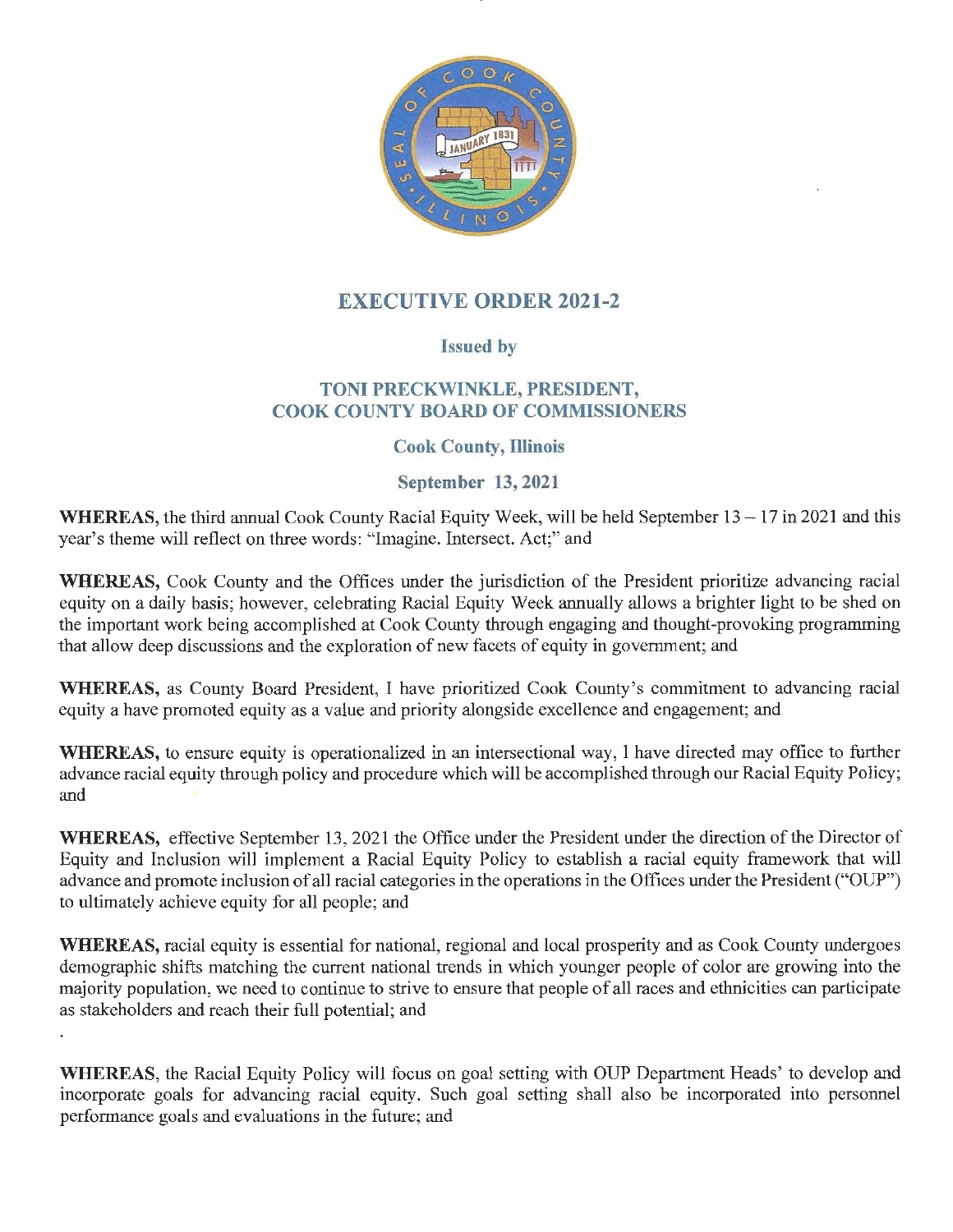# EXECUTIVE ORDER 2021-2

**Issued by**

**TONI PRECKWINKLE, PRESIDENT,**
**COOK COUNTY BOARD OF COMMISSIONERS**

**Cook County, Illinois**

**September 13, 2021**

**WHEREAS,** the third annual Cook County Racial Equity Week, will be held September 13 – 17 in 2021 and this year's theme will reflect on three words: "Imagine. Intersect. Act;" and

**WHEREAS,** Cook County and the Offices under the jurisdiction of the President prioritize advancing racial equity on a daily basis; however, celebrating Racial Equity Week annually allows a brighter light to be shed on the important work being accomplished at Cook County through engaging and thought-provoking programming that allow deep discussions and the exploration of new facets of equity in government; and

**WHEREAS,** as County Board President, I have prioritized Cook County's commitment to advancing racial equity a have promoted equity as a value and priority alongside excellence and engagement; and

**WHEREAS,** to ensure equity is operationalized in an intersectional way, I have directed may office to further advance racial equity through policy and procedure which will be accomplished through our Racial Equity Policy; and

**WHEREAS,** effective September 13, 2021 the Office under the President under the direction of the Director of Equity and Inclusion will implement a Racial Equity Policy to establish a racial equity framework that will advance and promote inclusion of all racial categories in the operations in the Offices under the President ("OUP") to ultimately achieve equity for all people; and

**WHEREAS,** racial equity is essential for national, regional and local prosperity and as Cook County undergoes demographic shifts matching the current national trends in which younger people of color are growing into the majority population, we need to continue to strive to ensure that people of all races and ethnicities can participate as stakeholders and reach their full potential; and

**WHEREAS,** the Racial Equity Policy will focus on goal setting with OUP Department Heads' to develop and incorporate goals for advancing racial equity. Such goal setting shall also be incorporated into personnel performance goals and evaluations in the future; and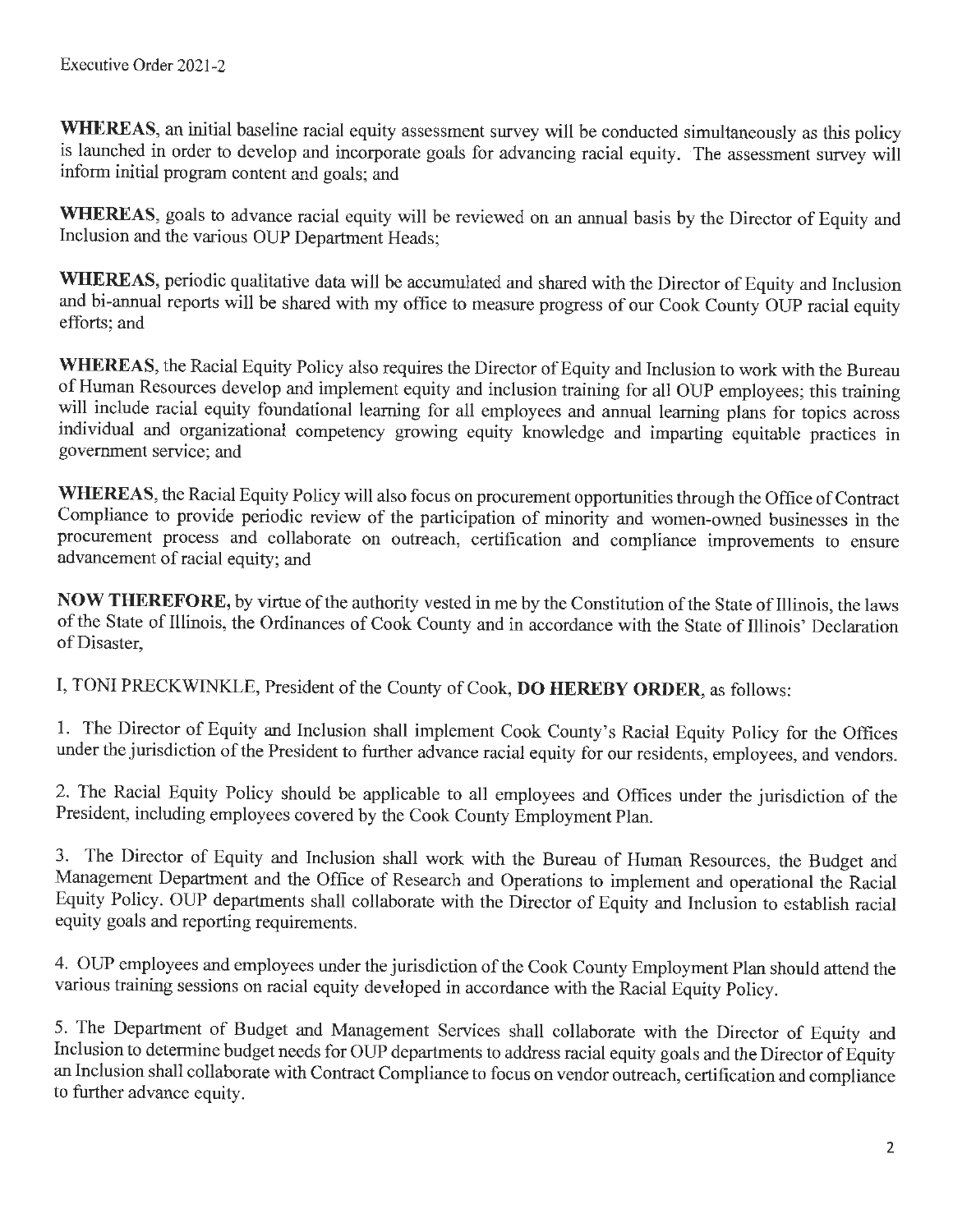Executive Order 2021-2

**WHEREAS**, an initial baseline racial equity assessment survey will be conducted simultaneously as this policy is launched in order to develop and incorporate goals for advancing racial equity. The assessment survey will inform initial program content and goals; and

**WHEREAS**, goals to advance racial equity will be reviewed on an annual basis by the Director of Equity and Inclusion and the various OUP Department Heads;

**WHEREAS**, periodic qualitative data will be accumulated and shared with the Director of Equity and Inclusion and bi-annual reports will be shared with my office to measure progress of our Cook County OUP racial equity efforts; and

**WHEREAS**, the Racial Equity Policy also requires the Director of Equity and Inclusion to work with the Bureau of Human Resources develop and implement equity and inclusion training for all OUP employees; this training will include racial equity foundational learning for all employees and annual learning plans for topics across individual and organizational competency growing equity knowledge and imparting equitable practices in government service; and

**WHEREAS**, the Racial Equity Policy will also focus on procurement opportunities through the Office of Contract Compliance to provide periodic review of the participation of minority and women-owned businesses in the procurement process and collaborate on outreach, certification and compliance improvements to ensure advancement of racial equity; and

**NOW THEREFORE,** by virtue of the authority vested in me by the Constitution of the State of Illinois, the laws of the State of Illinois, the Ordinances of Cook County and in accordance with the State of Illinois' Declaration of Disaster,

I, TONI PRECKWINKLE, President of the County of Cook, **DO HEREBY ORDER**, as follows:

1. The Director of Equity and Inclusion shall implement Cook County's Racial Equity Policy for the Offices under the jurisdiction of the President to further advance racial equity for our residents, employees, and vendors.

2. The Racial Equity Policy should be applicable to all employees and Offices under the jurisdiction of the President, including employees covered by the Cook County Employment Plan.

3. The Director of Equity and Inclusion shall work with the Bureau of Human Resources, the Budget and Management Department and the Office of Research and Operations to implement and operational the Racial Equity Policy. OUP departments shall collaborate with the Director of Equity and Inclusion to establish racial equity goals and reporting requirements.

4. OUP employees and employees under the jurisdiction of the Cook County Employment Plan should attend the various training sessions on racial equity developed in accordance with the Racial Equity Policy.

5. The Department of Budget and Management Services shall collaborate with the Director of Equity and Inclusion to determine budget needs for OUP departments to address racial equity goals and the Director of Equity an Inclusion shall collaborate with Contract Compliance to focus on vendor outreach, certification and compliance to further advance equity.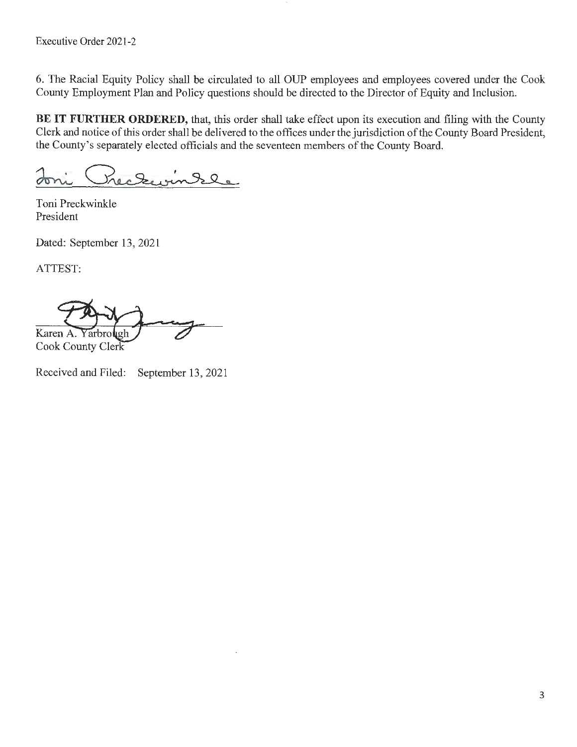6. The Racial Equity Policy shall be circulated to all OUP employees and employees covered under the Cook County Employment Plan and Policy questions should be directed to the Director of Equity and Inclusion.

**BE IT FURTHER ORDERED,** that, this order shall take effect upon its execution and filing with the County Clerk and notice of this order shall be delivered to the offices under the jurisdiction of the County Board President, the County's separately elected officials and the seventeen members of the County Board.

Toni Preckwinkle
President

Dated: September 13, 2021

ATTEST:

Karen A. Yarbrough
Cook County Clerk

Received and Filed: September 13, 2021